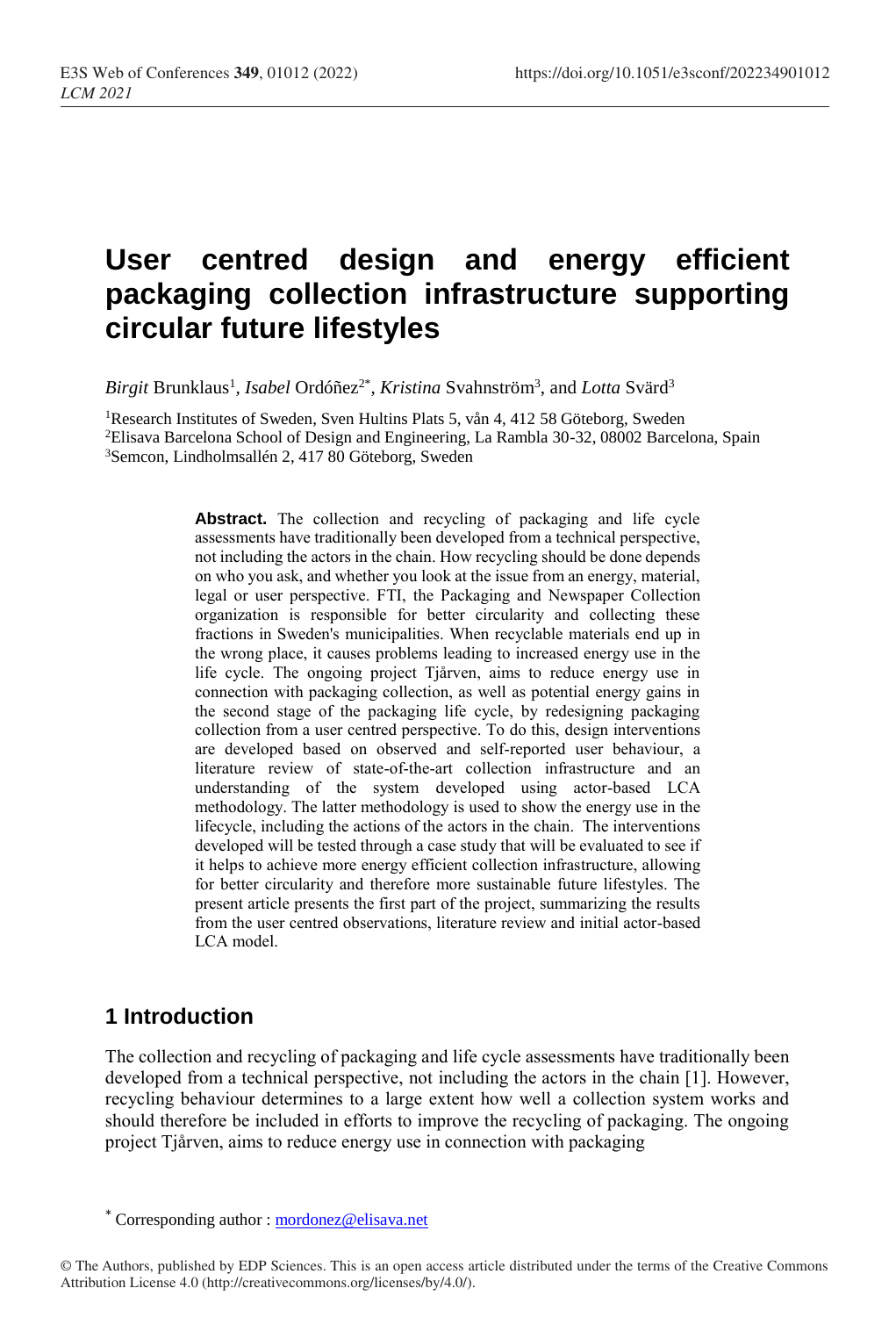# User centred design and energy efficient packaging collection infrastructure supporting circular future lifestyles

*Birgit* Brunklaus[1], *Isabel* Ordóñez[2*], *Kristina* Svahnström[3], and *Lotta* Svärd[3]

[1]Research Institutes of Sweden, Sven Hultins Plats 5, vån 4, 412 58 Göteborg, Sweden
[2]Elisava Barcelona School of Design and Engineering, La Rambla 30-32, 08002 Barcelona, Spain
[3]Semcon, Lindholmsallén 2, 417 80 Göteborg, Sweden

**Abstract.** The collection and recycling of packaging and life cycle assessments have traditionally been developed from a technical perspective, not including the actors in the chain. How recycling should be done depends on who you ask, and whether you look at the issue from an energy, material, legal or user perspective. FTI, the Packaging and Newspaper Collection organization is responsible for better circularity and collecting these fractions in Sweden's municipalities. When recyclable materials end up in the wrong place, it causes problems leading to increased energy use in the life cycle. The ongoing project Tjårven, aims to reduce energy use in connection with packaging collection, as well as potential energy gains in the second stage of the packaging life cycle, by redesigning packaging collection from a user centred perspective. To do this, design interventions are developed based on observed and self-reported user behaviour, a literature review of state-of-the-art collection infrastructure and an understanding of the system developed using actor-based LCA methodology. The latter methodology is used to show the energy use in the lifecycle, including the actions of the actors in the chain. The interventions developed will be tested through a case study that will be evaluated to see if it helps to achieve more energy efficient collection infrastructure, allowing for better circularity and therefore more sustainable future lifestyles. The present article presents the first part of the project, summarizing the results from the user centred observations, literature review and initial actor-based LCA model.

## 1 Introduction

The collection and recycling of packaging and life cycle assessments have traditionally been developed from a technical perspective, not including the actors in the chain [1]. However, recycling behaviour determines to a large extent how well a collection system works and should therefore be included in efforts to improve the recycling of packaging. The ongoing project Tjårven, aims to reduce energy use in connection with packaging

[*] Corresponding author : mordonez@elisava.net

© The Authors, published by EDP Sciences. This is an open access article distributed under the terms of the Creative Commons Attribution License 4.0 (http://creativecommons.org/licenses/by/4.0/).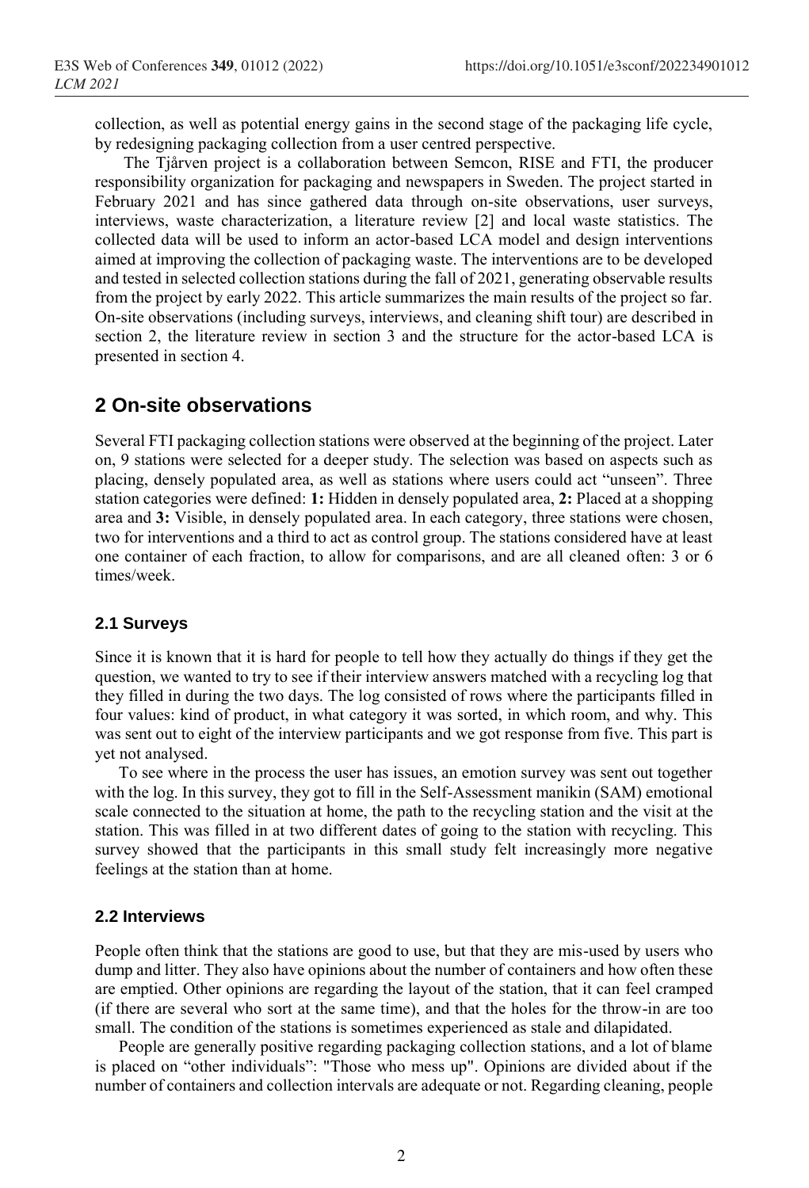collection, as well as potential energy gains in the second stage of the packaging life cycle, by redesigning packaging collection from a user centred perspective.

The Tjårven project is a collaboration between Semcon, RISE and FTI, the producer responsibility organization for packaging and newspapers in Sweden. The project started in February 2021 and has since gathered data through on-site observations, user surveys, interviews, waste characterization, a literature review [2] and local waste statistics. The collected data will be used to inform an actor-based LCA model and design interventions aimed at improving the collection of packaging waste. The interventions are to be developed and tested in selected collection stations during the fall of 2021, generating observable results from the project by early 2022. This article summarizes the main results of the project so far. On-site observations (including surveys, interviews, and cleaning shift tour) are described in section 2, the literature review in section 3 and the structure for the actor-based LCA is presented in section 4.

## 2 On-site observations

Several FTI packaging collection stations were observed at the beginning of the project. Later on, 9 stations were selected for a deeper study. The selection was based on aspects such as placing, densely populated area, as well as stations where users could act "unseen". Three station categories were defined: **1:** Hidden in densely populated area, **2:** Placed at a shopping area and **3:** Visible, in densely populated area. In each category, three stations were chosen, two for interventions and a third to act as control group. The stations considered have at least one container of each fraction, to allow for comparisons, and are all cleaned often: 3 or 6 times/week.

### 2.1 Surveys

Since it is known that it is hard for people to tell how they actually do things if they get the question, we wanted to try to see if their interview answers matched with a recycling log that they filled in during the two days. The log consisted of rows where the participants filled in four values: kind of product, in what category it was sorted, in which room, and why. This was sent out to eight of the interview participants and we got response from five. This part is yet not analysed.

To see where in the process the user has issues, an emotion survey was sent out together with the log. In this survey, they got to fill in the Self-Assessment manikin (SAM) emotional scale connected to the situation at home, the path to the recycling station and the visit at the station. This was filled in at two different dates of going to the station with recycling. This survey showed that the participants in this small study felt increasingly more negative feelings at the station than at home.

### 2.2 Interviews

People often think that the stations are good to use, but that they are mis-used by users who dump and litter. They also have opinions about the number of containers and how often these are emptied. Other opinions are regarding the layout of the station, that it can feel cramped (if there are several who sort at the same time), and that the holes for the throw-in are too small. The condition of the stations is sometimes experienced as stale and dilapidated.

People are generally positive regarding packaging collection stations, and a lot of blame is placed on "other individuals": "Those who mess up". Opinions are divided about if the number of containers and collection intervals are adequate or not. Regarding cleaning, people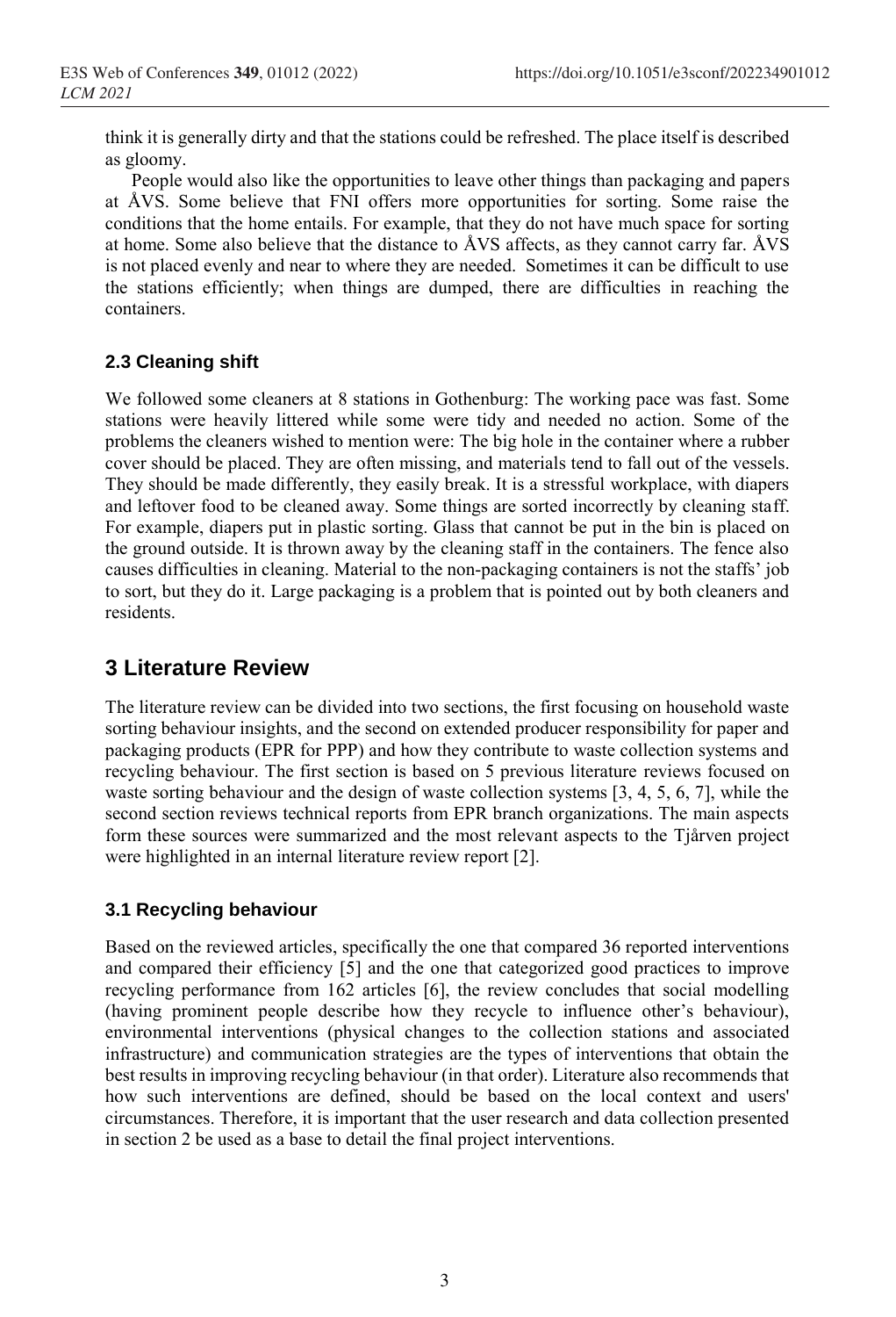think it is generally dirty and that the stations could be refreshed. The place itself is described as gloomy.

People would also like the opportunities to leave other things than packaging and papers at ÅVS. Some believe that FNI offers more opportunities for sorting. Some raise the conditions that the home entails. For example, that they do not have much space for sorting at home. Some also believe that the distance to ÅVS affects, as they cannot carry far. ÅVS is not placed evenly and near to where they are needed. Sometimes it can be difficult to use the stations efficiently; when things are dumped, there are difficulties in reaching the containers.

### 2.3 Cleaning shift

We followed some cleaners at 8 stations in Gothenburg: The working pace was fast. Some stations were heavily littered while some were tidy and needed no action. Some of the problems the cleaners wished to mention were: The big hole in the container where a rubber cover should be placed. They are often missing, and materials tend to fall out of the vessels. They should be made differently, they easily break. It is a stressful workplace, with diapers and leftover food to be cleaned away. Some things are sorted incorrectly by cleaning staff. For example, diapers put in plastic sorting. Glass that cannot be put in the bin is placed on the ground outside. It is thrown away by the cleaning staff in the containers. The fence also causes difficulties in cleaning. Material to the non-packaging containers is not the staffs' job to sort, but they do it. Large packaging is a problem that is pointed out by both cleaners and residents.

## 3 Literature Review

The literature review can be divided into two sections, the first focusing on household waste sorting behaviour insights, and the second on extended producer responsibility for paper and packaging products (EPR for PPP) and how they contribute to waste collection systems and recycling behaviour. The first section is based on 5 previous literature reviews focused on waste sorting behaviour and the design of waste collection systems [3, 4, 5, 6, 7], while the second section reviews technical reports from EPR branch organizations. The main aspects form these sources were summarized and the most relevant aspects to the Tjårven project were highlighted in an internal literature review report [2].

### 3.1 Recycling behaviour

Based on the reviewed articles, specifically the one that compared 36 reported interventions and compared their efficiency [5] and the one that categorized good practices to improve recycling performance from 162 articles [6], the review concludes that social modelling (having prominent people describe how they recycle to influence other's behaviour), environmental interventions (physical changes to the collection stations and associated infrastructure) and communication strategies are the types of interventions that obtain the best results in improving recycling behaviour (in that order). Literature also recommends that how such interventions are defined, should be based on the local context and users' circumstances. Therefore, it is important that the user research and data collection presented in section 2 be used as a base to detail the final project interventions.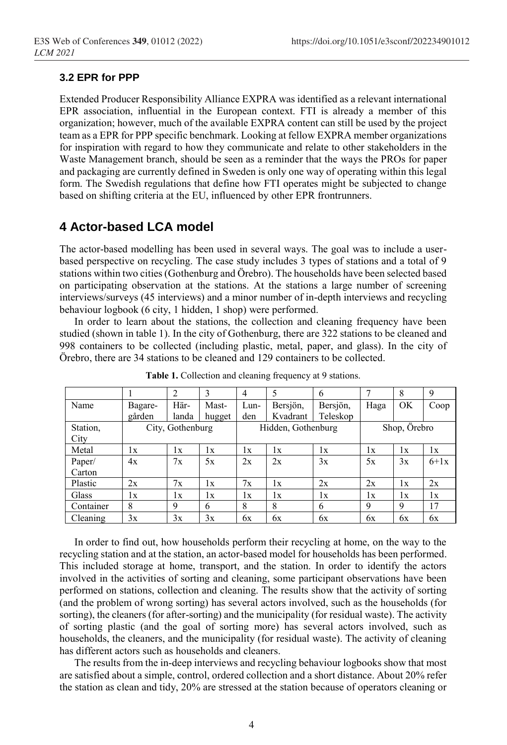### 3.2 EPR for PPP

Extended Producer Responsibility Alliance EXPRA was identified as a relevant international EPR association, influential in the European context. FTI is already a member of this organization; however, much of the available EXPRA content can still be used by the project team as a EPR for PPP specific benchmark. Looking at fellow EXPRA member organizations for inspiration with regard to how they communicate and relate to other stakeholders in the Waste Management branch, should be seen as a reminder that the ways the PROs for paper and packaging are currently defined in Sweden is only one way of operating within this legal form. The Swedish regulations that define how FTI operates might be subjected to change based on shifting criteria at the EU, influenced by other EPR frontrunners.

## 4 Actor-based LCA model

The actor-based modelling has been used in several ways. The goal was to include a user-based perspective on recycling. The case study includes 3 types of stations and a total of 9 stations within two cities (Gothenburg and Örebro). The households have been selected based on participating observation at the stations. At the stations a large number of screening interviews/surveys (45 interviews) and a minor number of in-depth interviews and recycling behaviour logbook (6 city, 1 hidden, 1 shop) were performed.

In order to learn about the stations, the collection and cleaning frequency have been studied (shown in table 1). In the city of Gothenburg, there are 322 stations to be cleaned and 998 containers to be collected (including plastic, metal, paper, and glass). In the city of Örebro, there are 34 stations to be cleaned and 129 containers to be collected.

**Table 1.** Collection and cleaning frequency at 9 stations.

| | 1 | 2 | 3 | 4 | 5 | 6 | 7 | 8 | 9 |
|---|---|---|---|---|---|---|---|---|---|
| Name | Bagaregården | Härlanda | Masthugget | Lunden | Bersjön, Kvadrant | Bersjön, Teleskop | Haga | OK | Coop |
| Station, City | City, Gothenburg | | | Hidden, Gothenburg | | | Shop, Örebro | | |
| Metal | 1x | 1x | 1x | 1x | 1x | 1x | 1x | 1x | 1x |
| Paper/ Carton | 4x | 7x | 5x | 2x | 2x | 3x | 5x | 3x | 6+1x |
| Plastic | 2x | 7x | 1x | 7x | 1x | 2x | 2x | 1x | 2x |
| Glass | 1x | 1x | 1x | 1x | 1x | 1x | 1x | 1x | 1x |
| Container | 8 | 9 | 6 | 8 | 8 | 6 | 9 | 9 | 17 |
| Cleaning | 3x | 3x | 3x | 6x | 6x | 6x | 6x | 6x | 6x |

In order to find out, how households perform their recycling at home, on the way to the recycling station and at the station, an actor-based model for households has been performed. This included storage at home, transport, and the station. In order to identify the actors involved in the activities of sorting and cleaning, some participant observations have been performed on stations, collection and cleaning. The results show that the activity of sorting (and the problem of wrong sorting) has several actors involved, such as the households (for sorting), the cleaners (for after-sorting) and the municipality (for residual waste). The activity of sorting plastic (and the goal of sorting more) has several actors involved, such as households, the cleaners, and the municipality (for residual waste). The activity of cleaning has different actors such as households and cleaners.

The results from the in-deep interviews and recycling behaviour logbooks show that most are satisfied about a simple, control, ordered collection and a short distance. About 20% refer the station as clean and tidy, 20% are stressed at the station because of operators cleaning or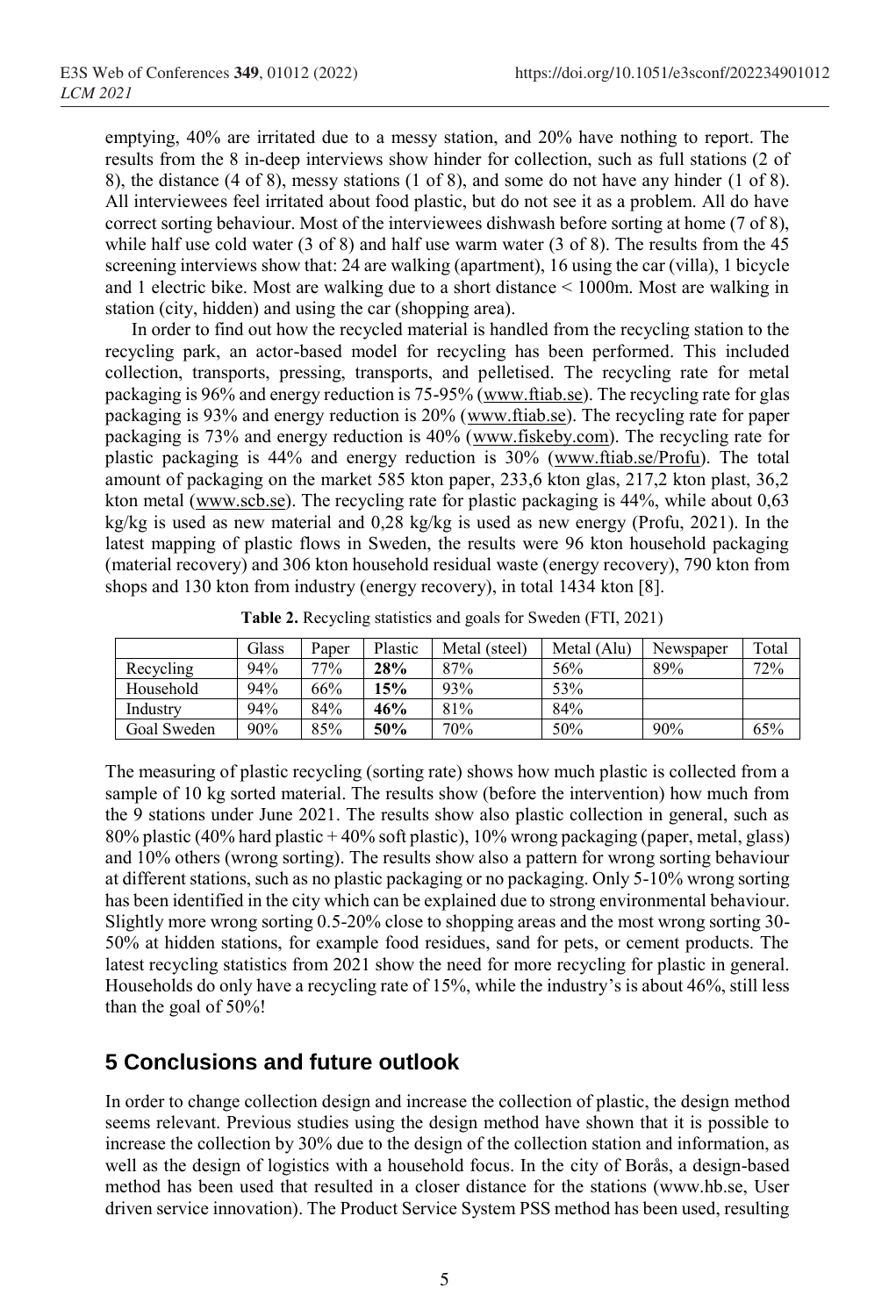emptying, 40% are irritated due to a messy station, and 20% have nothing to report. The results from the 8 in-deep interviews show hinder for collection, such as full stations (2 of 8), the distance (4 of 8), messy stations (1 of 8), and some do not have any hinder (1 of 8). All interviewees feel irritated about food plastic, but do not see it as a problem. All do have correct sorting behaviour. Most of the interviewees dishwash before sorting at home (7 of 8), while half use cold water (3 of 8) and half use warm water (3 of 8). The results from the 45 screening interviews show that: 24 are walking (apartment), 16 using the car (villa), 1 bicycle and 1 electric bike. Most are walking due to a short distance < 1000m. Most are walking in station (city, hidden) and using the car (shopping area).

In order to find out how the recycled material is handled from the recycling station to the recycling park, an actor-based model for recycling has been performed. This included collection, transports, pressing, transports, and pelletised. The recycling rate for metal packaging is 96% and energy reduction is 75-95% (www.ftiab.se). The recycling rate for glas packaging is 93% and energy reduction is 20% (www.ftiab.se). The recycling rate for paper packaging is 73% and energy reduction is 40% (www.fiskeby.com). The recycling rate for plastic packaging is 44% and energy reduction is 30% (www.ftiab.se/Profu). The total amount of packaging on the market 585 kton paper, 233,6 kton glas, 217,2 kton plast, 36,2 kton metal (www.scb.se). The recycling rate for plastic packaging is 44%, while about 0,63 kg/kg is used as new material and 0,28 kg/kg is used as new energy (Profu, 2021). In the latest mapping of plastic flows in Sweden, the results were 96 kton household packaging (material recovery) and 306 kton household residual waste (energy recovery), 790 kton from shops and 130 kton from industry (energy recovery), in total 1434 kton [8].

**Table 2.** Recycling statistics and goals for Sweden (FTI, 2021)

| | Glass | Paper | Plastic | Metal (steel) | Metal (Alu) | Newspaper | Total |
|---|---|---|---|---|---|---|---|
| Recycling | 94% | 77% | **28%** | 87% | 56% | 89% | 72% |
| Household | 94% | 66% | **15%** | 93% | 53% | | |
| Industry | 94% | 84% | **46%** | 81% | 84% | | |
| Goal Sweden | 90% | 85% | **50%** | 70% | 50% | 90% | 65% |

The measuring of plastic recycling (sorting rate) shows how much plastic is collected from a sample of 10 kg sorted material. The results show (before the intervention) how much from the 9 stations under June 2021. The results show also plastic collection in general, such as 80% plastic (40% hard plastic + 40% soft plastic), 10% wrong packaging (paper, metal, glass) and 10% others (wrong sorting). The results show also a pattern for wrong sorting behaviour at different stations, such as no plastic packaging or no packaging. Only 5-10% wrong sorting has been identified in the city which can be explained due to strong environmental behaviour. Slightly more wrong sorting 0.5-20% close to shopping areas and the most wrong sorting 30-50% at hidden stations, for example food residues, sand for pets, or cement products. The latest recycling statistics from 2021 show the need for more recycling for plastic in general. Households do only have a recycling rate of 15%, while the industry's is about 46%, still less than the goal of 50%!

## 5 Conclusions and future outlook

In order to change collection design and increase the collection of plastic, the design method seems relevant. Previous studies using the design method have shown that it is possible to increase the collection by 30% due to the design of the collection station and information, as well as the design of logistics with a household focus. In the city of Borås, a design-based method has been used that resulted in a closer distance for the stations (www.hb.se, User driven service innovation). The Product Service System PSS method has been used, resulting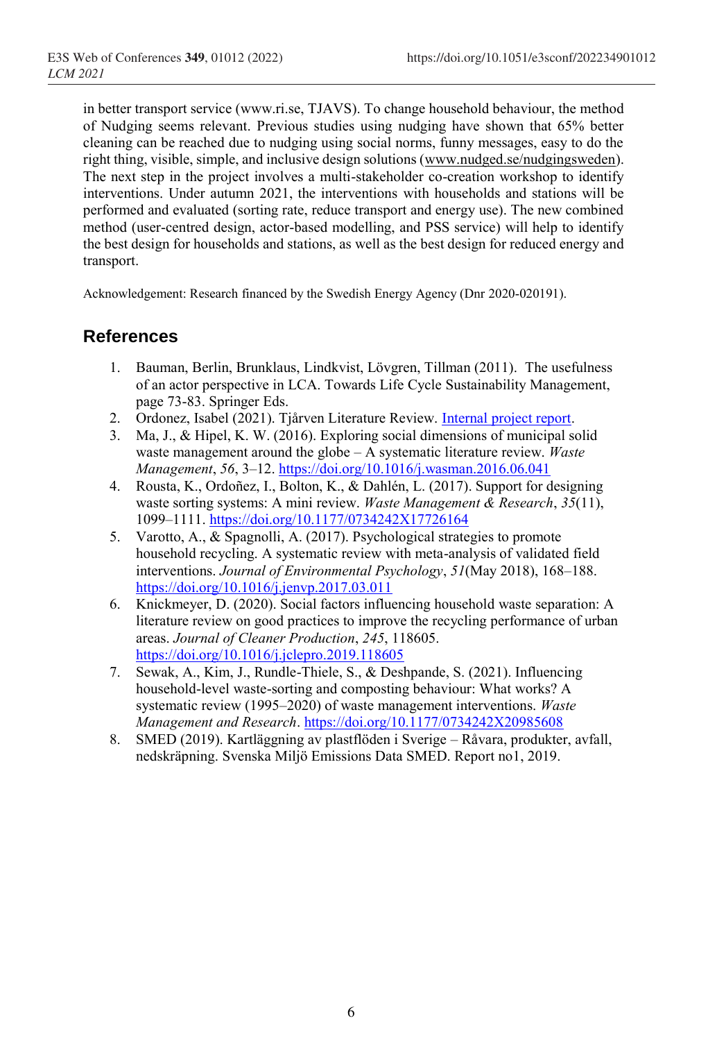in better transport service (www.ri.se, TJAVS). To change household behaviour, the method of Nudging seems relevant. Previous studies using nudging have shown that 65% better cleaning can be reached due to nudging using social norms, funny messages, easy to do the right thing, visible, simple, and inclusive design solutions (www.nudged.se/nudgingsweden). The next step in the project involves a multi-stakeholder co-creation workshop to identify interventions. Under autumn 2021, the interventions with households and stations will be performed and evaluated (sorting rate, reduce transport and energy use). The new combined method (user-centred design, actor-based modelling, and PSS service) will help to identify the best design for households and stations, as well as the best design for reduced energy and transport.

Acknowledgement: Research financed by the Swedish Energy Agency (Dnr 2020-020191).

## References

1. Bauman, Berlin, Brunklaus, Lindkvist, Lövgren, Tillman (2011). The usefulness of an actor perspective in LCA. Towards Life Cycle Sustainability Management, page 73-83. Springer Eds.
2. Ordonez, Isabel (2021). Tjårven Literature Review. Internal project report.
3. Ma, J., & Hipel, K. W. (2016). Exploring social dimensions of municipal solid waste management around the globe – A systematic literature review. *Waste Management*, *56*, 3–12. https://doi.org/10.1016/j.wasman.2016.06.041
4. Rousta, K., Ordoñez, I., Bolton, K., & Dahlén, L. (2017). Support for designing waste sorting systems: A mini review. *Waste Management & Research*, *35*(11), 1099–1111. https://doi.org/10.1177/0734242X17726164
5. Varotto, A., & Spagnolli, A. (2017). Psychological strategies to promote household recycling. A systematic review with meta-analysis of validated field interventions. *Journal of Environmental Psychology*, *51*(May 2018), 168–188. https://doi.org/10.1016/j.jenvp.2017.03.011
6. Knickmeyer, D. (2020). Social factors influencing household waste separation: A literature review on good practices to improve the recycling performance of urban areas. *Journal of Cleaner Production*, *245*, 118605. https://doi.org/10.1016/j.jclepro.2019.118605
7. Sewak, A., Kim, J., Rundle-Thiele, S., & Deshpande, S. (2021). Influencing household-level waste-sorting and composting behaviour: What works? A systematic review (1995–2020) of waste management interventions. *Waste Management and Research*. https://doi.org/10.1177/0734242X20985608
8. SMED (2019). Kartläggning av plastflöden i Sverige – Råvara, produkter, avfall, nedskräpning. Svenska Miljö Emissions Data SMED. Report no1, 2019.